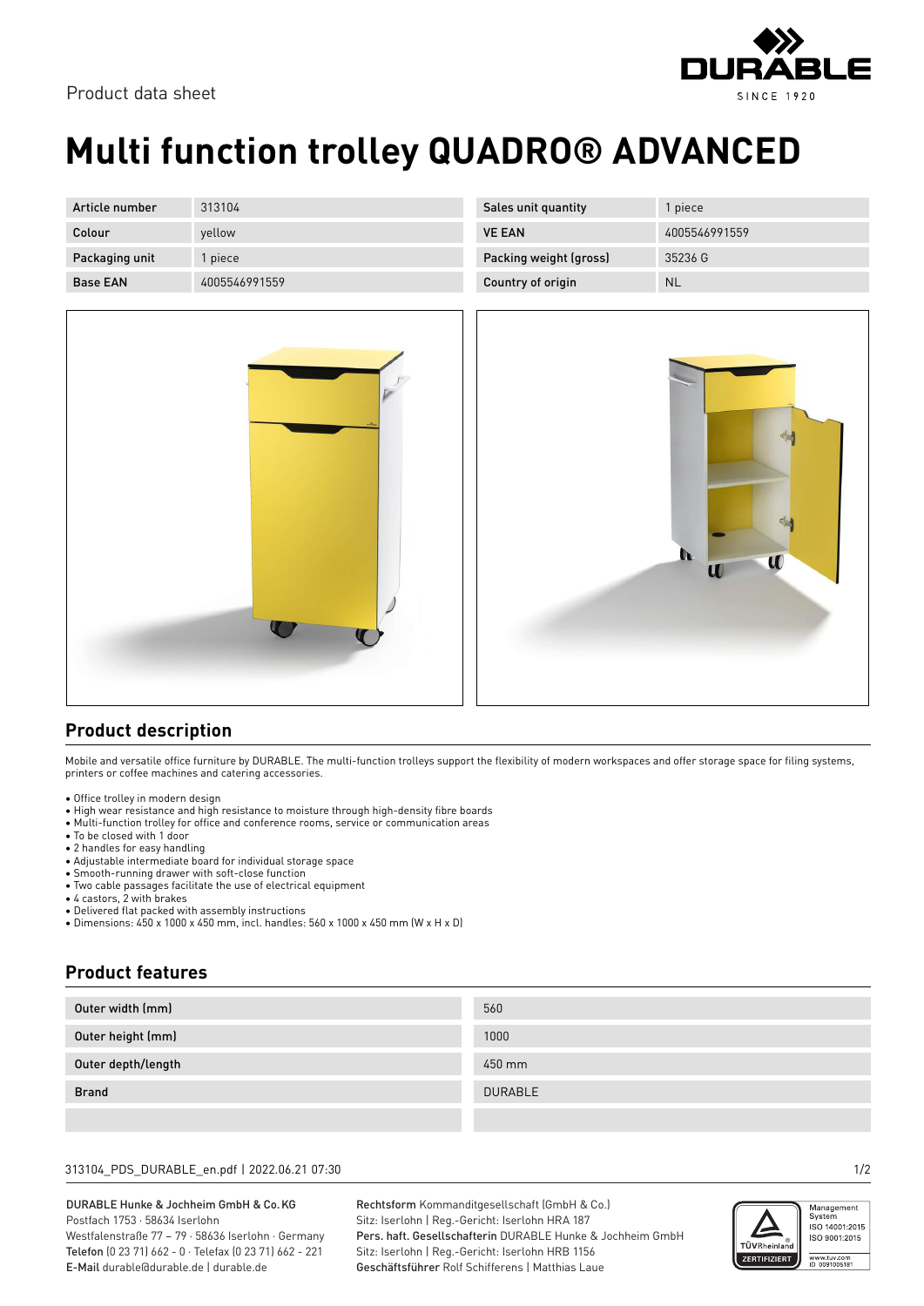Product data sheet

# Multi function trolley QUADRO® ADVANCED

| Article number | 313104 | Sales unit quantity | 1 piece |
| --- | --- | --- | --- |
| Colour | yellow | VE EAN | 4005546991559 |
| Packaging unit | 1 piece | Packing weight (gross) | 35236 G |
| Base EAN | 4005546991559 | Country of origin | NL |

## Product description

Mobile and versatile office furniture by DURABLE. The multi-function trolleys support the flexibility of modern workspaces and offer storage space for filing systems, printers or coffee machines and catering accessories.

- Office trolley in modern design
- High wear resistance and high resistance to moisture through high-density fibre boards
- Multi-function trolley for office and conference rooms, service or communication areas
- To be closed with 1 door
- 2 handles for easy handling
- Adjustable intermediate board for individual storage space
- Smooth-running drawer with soft-close function
- Two cable passages facilitate the use of electrical equipment
- 4 castors, 2 with brakes
- Delivered flat packed with assembly instructions
- Dimensions: 450 x 1000 x 450 mm, incl. handles: 560 x 1000 x 450 mm (W x H x D)

## Product features

| Outer width (mm) | 560 |
| --- | --- |
| Outer height (mm) | 1000 |
| Outer depth/length | 450 mm |
| Brand | DURABLE |
| | |

DURABLE Hunke & Jochheim GmbH & Co. KG
Postfach 1753 · 58634 Iserlohn
Westfalenstraße 77 – 79 · 58636 Iserlohn · Germany
Telefon (0 23 71) 662 - 0 · Telefax (0 23 71) 662 - 221
E-Mail durable@durable.de | durable.de

Rechtsform Kommanditgesellschaft (GmbH & Co.)
Sitz: Iserlohn | Reg.-Gericht: Iserlohn HRA 187
Pers. haft. Gesellschafterin DURABLE Hunke & Jochheim GmbH
Sitz: Iserlohn | Reg.-Gericht: Iserlohn HRB 1156
Geschäftsführer Rolf Schifferens | Matthias Laue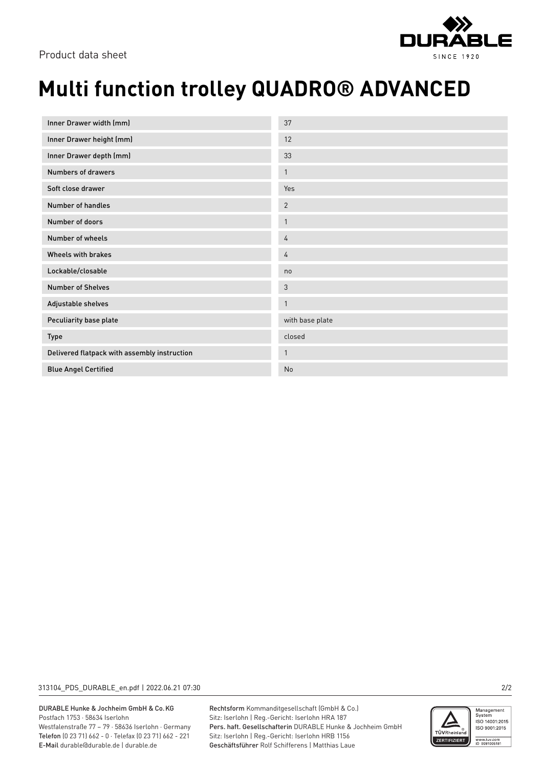# Multi function trolley QUADRO® ADVANCED

| | |
|---|---|
| Inner Drawer width (mm) | 37 |
| Inner Drawer height (mm) | 12 |
| Inner Drawer depth (mm) | 33 |
| Numbers of drawers | 1 |
| Soft close drawer | Yes |
| Number of handles | 2 |
| Number of doors | 1 |
| Number of wheels | 4 |
| Wheels with brakes | 4 |
| Lockable/closable | no |
| Number of Shelves | 3 |
| Adjustable shelves | 1 |
| Peculiarity base plate | with base plate |
| Type | closed |
| Delivered flatpack with assembly instruction | 1 |
| Blue Angel Certified | No |